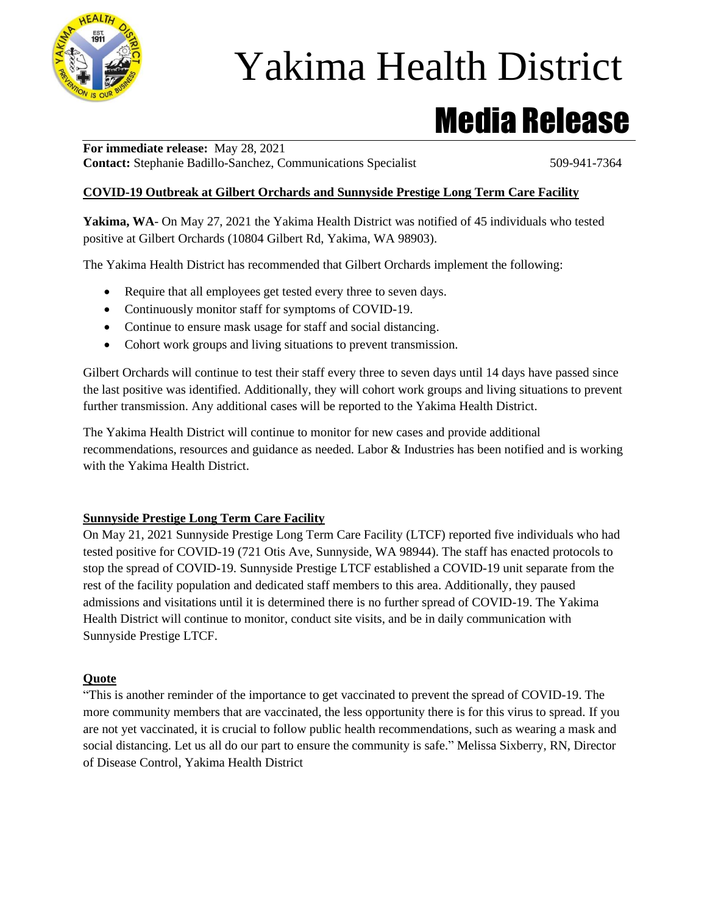# Yakima Health District

## Media Release

**For immediate release:** May 28, 2021
**Contact:** Stephanie Badillo-Sanchez, Communications Specialist 509-941-7364

### COVID-19 Outbreak at Gilbert Orchards and Sunnyside Prestige Long Term Care Facility

**Yakima, WA**- On May 27, 2021 the Yakima Health District was notified of 45 individuals who tested positive at Gilbert Orchards (10804 Gilbert Rd, Yakima, WA 98903).

The Yakima Health District has recommended that Gilbert Orchards implement the following:

- Require that all employees get tested every three to seven days.
- Continuously monitor staff for symptoms of COVID-19.
- Continue to ensure mask usage for staff and social distancing.
- Cohort work groups and living situations to prevent transmission.

Gilbert Orchards will continue to test their staff every three to seven days until 14 days have passed since the last positive was identified. Additionally, they will cohort work groups and living situations to prevent further transmission. Any additional cases will be reported to the Yakima Health District.

The Yakima Health District will continue to monitor for new cases and provide additional recommendations, resources and guidance as needed. Labor & Industries has been notified and is working with the Yakima Health District.

### Sunnyside Prestige Long Term Care Facility

On May 21, 2021 Sunnyside Prestige Long Term Care Facility (LTCF) reported five individuals who had tested positive for COVID-19 (721 Otis Ave, Sunnyside, WA 98944). The staff has enacted protocols to stop the spread of COVID-19. Sunnyside Prestige LTCF established a COVID-19 unit separate from the rest of the facility population and dedicated staff members to this area. Additionally, they paused admissions and visitations until it is determined there is no further spread of COVID-19. The Yakima Health District will continue to monitor, conduct site visits, and be in daily communication with Sunnyside Prestige LTCF.

### Quote

"This is another reminder of the importance to get vaccinated to prevent the spread of COVID-19. The more community members that are vaccinated, the less opportunity there is for this virus to spread. If you are not yet vaccinated, it is crucial to follow public health recommendations, such as wearing a mask and social distancing. Let us all do our part to ensure the community is safe." Melissa Sixberry, RN, Director of Disease Control, Yakima Health District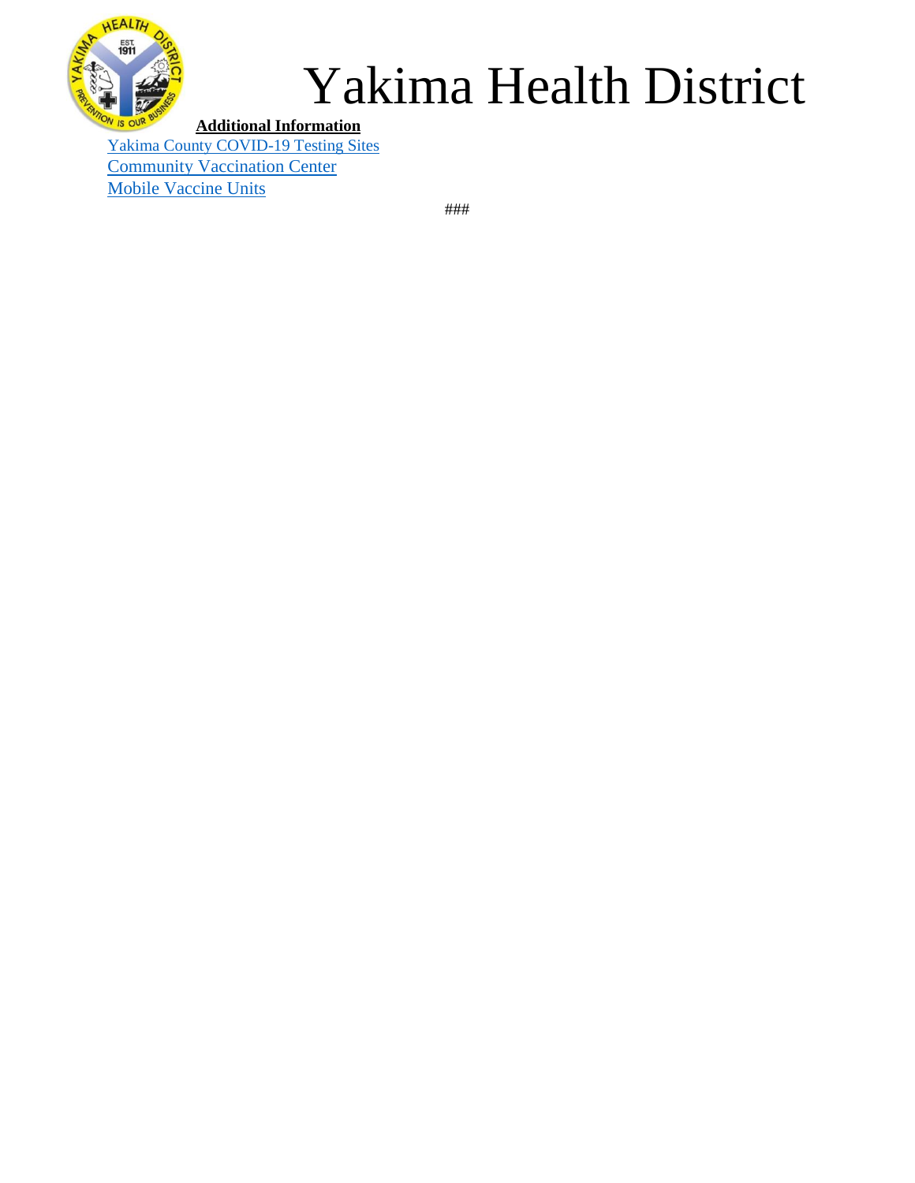# Yakima Health District

**Additional Information**

[Yakima County COVID-19 Testing Sites]
[Community Vaccination Center]
[Mobile Vaccine Units]

###